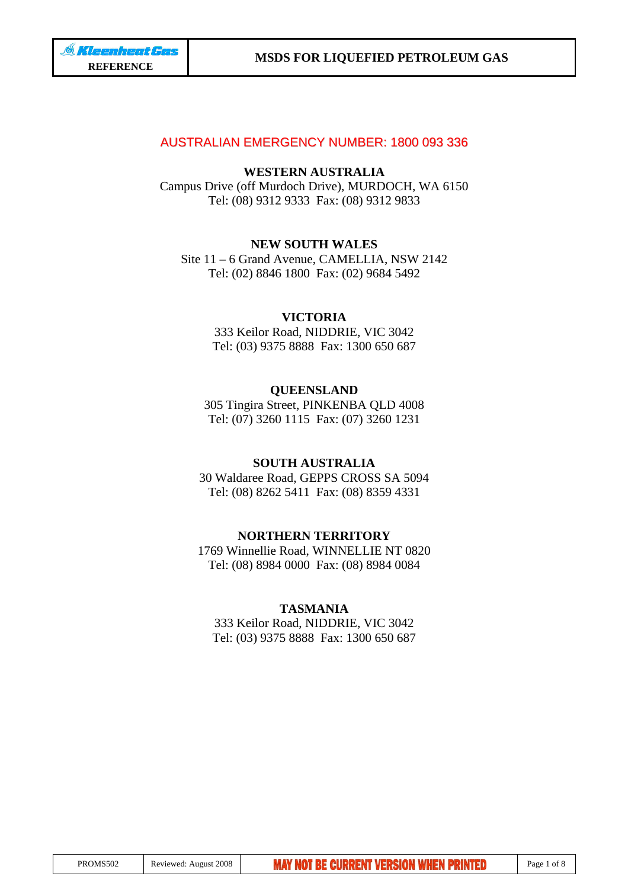AUSTRALIAN EMERGENCY NUMBER: 1800 093 336

**WESTERN AUSTRALIA**
Campus Drive (off Murdoch Drive), MURDOCH, WA 6150
Tel: (08) 9312 9333 Fax: (08) 9312 9833

**NEW SOUTH WALES**
Site 11 – 6 Grand Avenue, CAMELLIA, NSW 2142
Tel: (02) 8846 1800 Fax: (02) 9684 5492

**VICTORIA**
333 Keilor Road, NIDDRIE, VIC 3042
Tel: (03) 9375 8888 Fax: 1300 650 687

**QUEENSLAND**
305 Tingira Street, PINKENBA QLD 4008
Tel: (07) 3260 1115 Fax: (07) 3260 1231

**SOUTH AUSTRALIA**
30 Waldaree Road, GEPPS CROSS SA 5094
Tel: (08) 8262 5411 Fax: (08) 8359 4331

**NORTHERN TERRITORY**
1769 Winnellie Road, WINNELLIE NT 0820
Tel: (08) 8984 0000 Fax: (08) 8984 0084

**TASMANIA**
333 Keilor Road, NIDDRIE, VIC 3042
Tel: (03) 9375 8888 Fax: 1300 650 687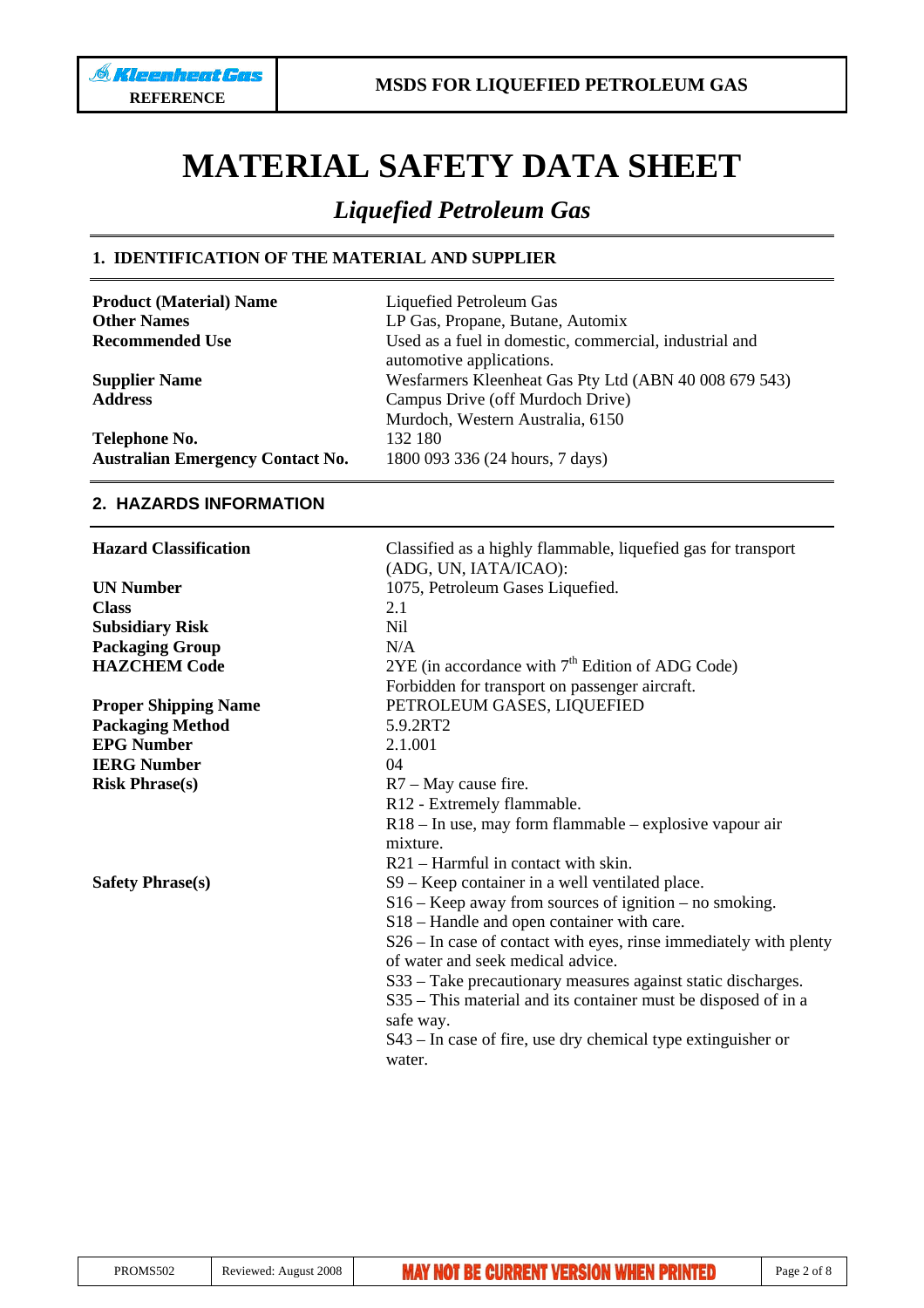# MATERIAL SAFETY DATA SHEET

## *Liquefied Petroleum Gas*

### 1. IDENTIFICATION OF THE MATERIAL AND SUPPLIER

| | |
|---|---|
| **Product (Material) Name** | Liquefied Petroleum Gas |
| **Other Names** | LP Gas, Propane, Butane, Automix |
| **Recommended Use** | Used as a fuel in domestic, commercial, industrial and automotive applications. |
| **Supplier Name** | Wesfarmers Kleenheat Gas Pty Ltd (ABN 40 008 679 543) |
| **Address** | Campus Drive (off Murdoch Drive)<br>Murdoch, Western Australia, 6150 |
| **Telephone No.** | 132 180 |
| **Australian Emergency Contact No.** | 1800 093 336 (24 hours, 7 days) |

### 2. HAZARDS INFORMATION

| | |
|---|---|
| **Hazard Classification** | Classified as a highly flammable, liquefied gas for transport (ADG, UN, IATA/ICAO): |
| **UN Number** | 1075, Petroleum Gases Liquefied. |
| **Class** | 2.1 |
| **Subsidiary Risk** | Nil |
| **Packaging Group** | N/A |
| **HAZCHEM Code** | 2YE (in accordance with 7th Edition of ADG Code)<br>Forbidden for transport on passenger aircraft. |
| **Proper Shipping Name** | PETROLEUM GASES, LIQUEFIED |
| **Packaging Method** | 5.9.2RT2 |
| **EPG Number** | 2.1.001 |
| **IERG Number** | 04 |
| **Risk Phrase(s)** | R7 – May cause fire.<br>R12 - Extremely flammable.<br>R18 – In use, may form flammable – explosive vapour air mixture.<br>R21 – Harmful in contact with skin. |
| **Safety Phrase(s)** | S9 – Keep container in a well ventilated place.<br>S16 – Keep away from sources of ignition – no smoking.<br>S18 – Handle and open container with care.<br>S26 – In case of contact with eyes, rinse immediately with plenty of water and seek medical advice.<br>S33 – Take precautionary measures against static discharges.<br>S35 – This material and its container must be disposed of in a safe way.<br>S43 – In case of fire, use dry chemical type extinguisher or water. |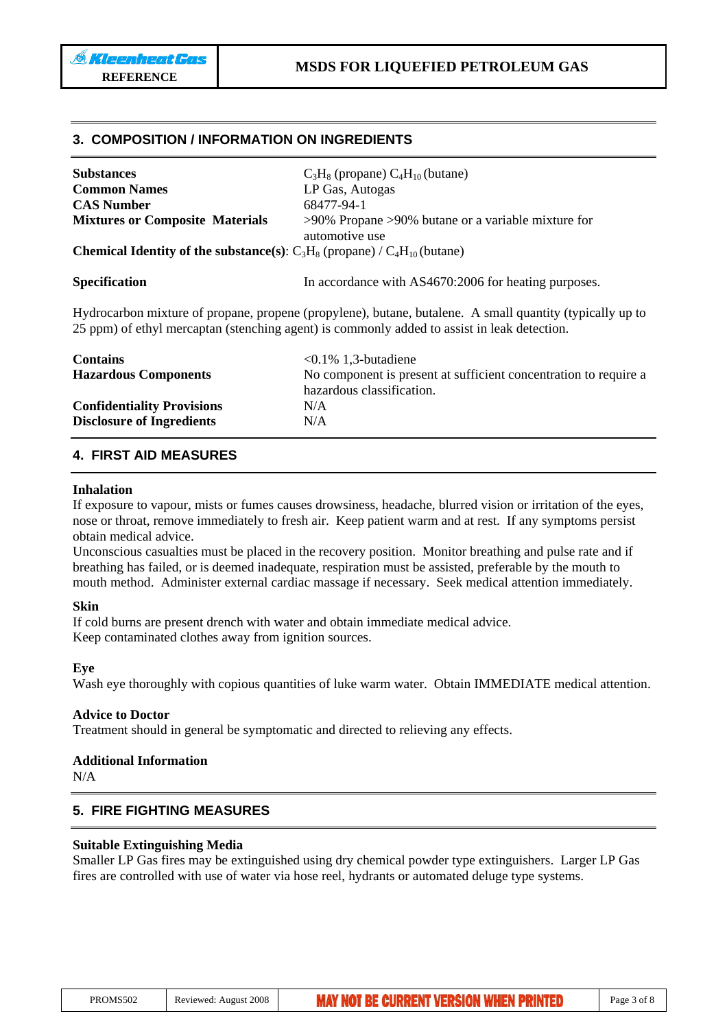## 3. COMPOSITION / INFORMATION ON INGREDIENTS

| | |
|---|---|
| **Substances** | $C_3H_8$ (propane) $C_4H_{10}$ (butane) |
| **Common Names** | LP Gas, Autogas |
| **CAS Number** | 68477-94-1 |
| **Mixtures or Composite Materials** | >90% Propane >90% butane or a variable mixture for automotive use |

**Chemical Identity of the substance(s)**: $C_3H_8$ (propane) / $C_4H_{10}$ (butane)

| | |
|---|---|
| **Specification** | In accordance with AS4670:2006 for heating purposes. |

Hydrocarbon mixture of propane, propene (propylene), butane, butalene. A small quantity (typically up to 25 ppm) of ethyl mercaptan (stenching agent) is commonly added to assist in leak detection.

| | |
|---|---|
| **Contains** | <0.1% 1,3-butadiene |
| **Hazardous Components** | No component is present at sufficient concentration to require a hazardous classification. |
| **Confidentiality Provisions** | N/A |
| **Disclosure of Ingredients** | N/A |

## 4. FIRST AID MEASURES

**Inhalation**

If exposure to vapour, mists or fumes causes drowsiness, headache, blurred vision or irritation of the eyes, nose or throat, remove immediately to fresh air. Keep patient warm and at rest. If any symptoms persist obtain medical advice.

Unconscious casualties must be placed in the recovery position. Monitor breathing and pulse rate and if breathing has failed, or is deemed inadequate, respiration must be assisted, preferable by the mouth to mouth method. Administer external cardiac massage if necessary. Seek medical attention immediately.

**Skin**

If cold burns are present drench with water and obtain immediate medical advice.

Keep contaminated clothes away from ignition sources.

**Eye**

Wash eye thoroughly with copious quantities of luke warm water. Obtain IMMEDIATE medical attention.

**Advice to Doctor**

Treatment should in general be symptomatic and directed to relieving any effects.

**Additional Information**

N/A

## 5. FIRE FIGHTING MEASURES

**Suitable Extinguishing Media**

Smaller LP Gas fires may be extinguished using dry chemical powder type extinguishers. Larger LP Gas fires are controlled with use of water via hose reel, hydrants or automated deluge type systems.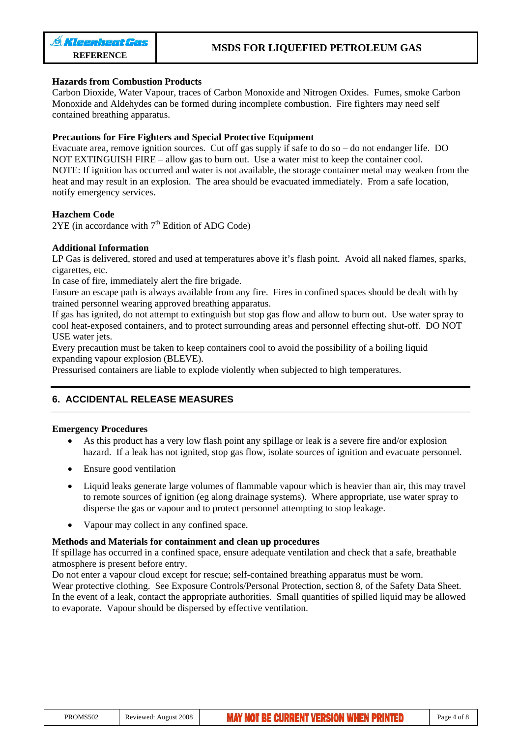### Hazards from Combustion Products

Carbon Dioxide, Water Vapour, traces of Carbon Monoxide and Nitrogen Oxides. Fumes, smoke Carbon Monoxide and Aldehydes can be formed during incomplete combustion. Fire fighters may need self contained breathing apparatus.

### Precautions for Fire Fighters and Special Protective Equipment

Evacuate area, remove ignition sources. Cut off gas supply if safe to do so – do not endanger life. DO NOT EXTINGUISH FIRE – allow gas to burn out. Use a water mist to keep the container cool.
NOTE: If ignition has occurred and water is not available, the storage container metal may weaken from the heat and may result in an explosion. The area should be evacuated immediately. From a safe location, notify emergency services.

### Hazchem Code

2YE (in accordance with 7$^{th}$ Edition of ADG Code)

### Additional Information

LP Gas is delivered, stored and used at temperatures above it's flash point. Avoid all naked flames, sparks, cigarettes, etc.
In case of fire, immediately alert the fire brigade.
Ensure an escape path is always available from any fire. Fires in confined spaces should be dealt with by trained personnel wearing approved breathing apparatus.
If gas has ignited, do not attempt to extinguish but stop gas flow and allow to burn out. Use water spray to cool heat-exposed containers, and to protect surrounding areas and personnel effecting shut-off. DO NOT USE water jets.
Every precaution must be taken to keep containers cool to avoid the possibility of a boiling liquid expanding vapour explosion (BLEVE).
Pressurised containers are liable to explode violently when subjected to high temperatures.

## 6. ACCIDENTAL RELEASE MEASURES

### Emergency Procedures

- As this product has a very low flash point any spillage or leak is a severe fire and/or explosion hazard. If a leak has not ignited, stop gas flow, isolate sources of ignition and evacuate personnel.
- Ensure good ventilation
- Liquid leaks generate large volumes of flammable vapour which is heavier than air, this may travel to remote sources of ignition (eg along drainage systems). Where appropriate, use water spray to disperse the gas or vapour and to protect personnel attempting to stop leakage.
- Vapour may collect in any confined space.

### Methods and Materials for containment and clean up procedures

If spillage has occurred in a confined space, ensure adequate ventilation and check that a safe, breathable atmosphere is present before entry.
Do not enter a vapour cloud except for rescue; self-contained breathing apparatus must be worn.
Wear protective clothing. See Exposure Controls/Personal Protection, section 8, of the Safety Data Sheet.
In the event of a leak, contact the appropriate authorities. Small quantities of spilled liquid may be allowed to evaporate. Vapour should be dispersed by effective ventilation.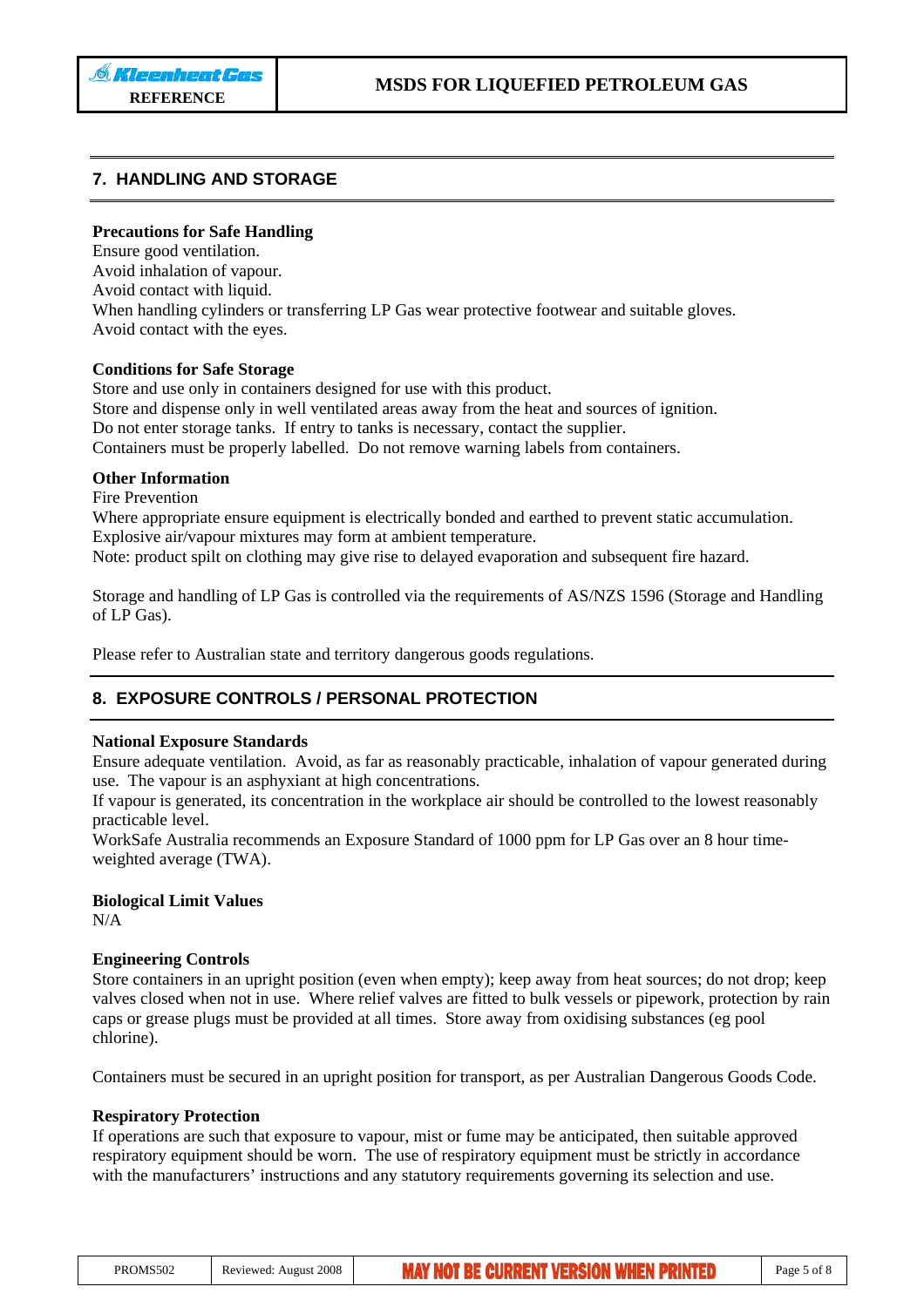## 7. HANDLING AND STORAGE

**Precautions for Safe Handling**

Ensure good ventilation.
Avoid inhalation of vapour.
Avoid contact with liquid.
When handling cylinders or transferring LP Gas wear protective footwear and suitable gloves.
Avoid contact with the eyes.

**Conditions for Safe Storage**

Store and use only in containers designed for use with this product.
Store and dispense only in well ventilated areas away from the heat and sources of ignition.
Do not enter storage tanks. If entry to tanks is necessary, contact the supplier.
Containers must be properly labelled. Do not remove warning labels from containers.

**Other Information**

Fire Prevention
Where appropriate ensure equipment is electrically bonded and earthed to prevent static accumulation.
Explosive air/vapour mixtures may form at ambient temperature.
Note: product spilt on clothing may give rise to delayed evaporation and subsequent fire hazard.

Storage and handling of LP Gas is controlled via the requirements of AS/NZS 1596 (Storage and Handling of LP Gas).

Please refer to Australian state and territory dangerous goods regulations.

## 8. EXPOSURE CONTROLS / PERSONAL PROTECTION

**National Exposure Standards**

Ensure adequate ventilation. Avoid, as far as reasonably practicable, inhalation of vapour generated during use. The vapour is an asphyxiant at high concentrations.
If vapour is generated, its concentration in the workplace air should be controlled to the lowest reasonably practicable level.
WorkSafe Australia recommends an Exposure Standard of 1000 ppm for LP Gas over an 8 hour time-weighted average (TWA).

**Biological Limit Values**

N/A

**Engineering Controls**

Store containers in an upright position (even when empty); keep away from heat sources; do not drop; keep valves closed when not in use. Where relief valves are fitted to bulk vessels or pipework, protection by rain caps or grease plugs must be provided at all times. Store away from oxidising substances (eg pool chlorine).

Containers must be secured in an upright position for transport, as per Australian Dangerous Goods Code.

**Respiratory Protection**

If operations are such that exposure to vapour, mist or fume may be anticipated, then suitable approved respiratory equipment should be worn. The use of respiratory equipment must be strictly in accordance with the manufacturers' instructions and any statutory requirements governing its selection and use.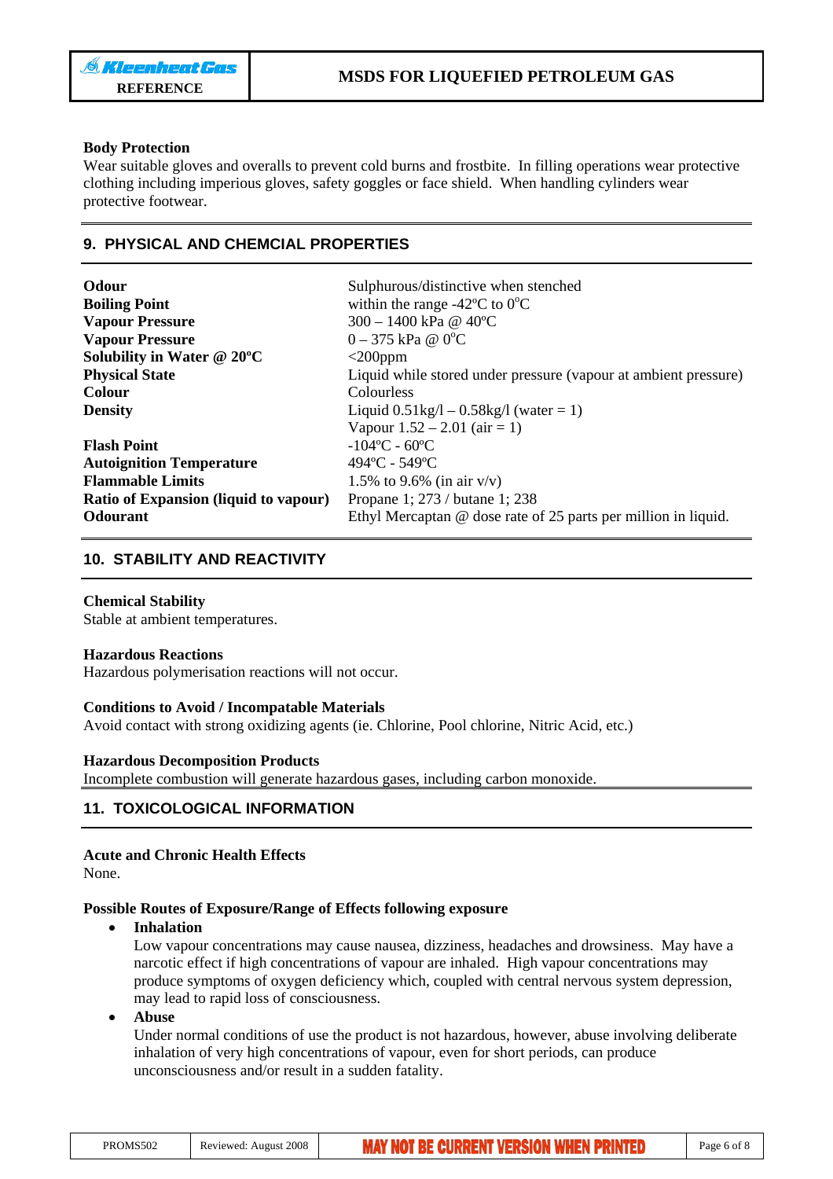**Body Protection**
Wear suitable gloves and overalls to prevent cold burns and frostbite. In filling operations wear protective clothing including imperious gloves, safety goggles or face shield. When handling cylinders wear protective footwear.

## 9. PHYSICAL AND CHEMCIAL PROPERTIES

| | |
|---|---|
| **Odour** | Sulphurous/distinctive when stenched |
| **Boiling Point** | within the range -42ºC to 0ºC |
| **Vapour Pressure** | 300 – 1400 kPa @ 40ºC |
| **Vapour Pressure** | 0 – 375 kPa @ 0ºC |
| **Solubility in Water @ 20ºC** | <200ppm |
| **Physical State** | Liquid while stored under pressure (vapour at ambient pressure) |
| **Colour** | Colourless |
| **Density** | Liquid 0.51kg/l – 0.58kg/l (water = 1)<br>Vapour 1.52 – 2.01 (air = 1) |
| **Flash Point** | -104ºC - 60ºC |
| **Autoignition Temperature** | 494ºC - 549ºC |
| **Flammable Limits** | 1.5% to 9.6% (in air v/v) |
| **Ratio of Expansion (liquid to vapour)** | Propane 1; 273 / butane 1; 238 |
| **Odourant** | Ethyl Mercaptan @ dose rate of 25 parts per million in liquid. |

## 10. STABILITY AND REACTIVITY

**Chemical Stability**
Stable at ambient temperatures.

**Hazardous Reactions**
Hazardous polymerisation reactions will not occur.

**Conditions to Avoid / Incompatable Materials**
Avoid contact with strong oxidizing agents (ie. Chlorine, Pool chlorine, Nitric Acid, etc.)

**Hazardous Decomposition Products**
Incomplete combustion will generate hazardous gases, including carbon monoxide.

## 11. TOXICOLOGICAL INFORMATION

**Acute and Chronic Health Effects**
None.

**Possible Routes of Exposure/Range of Effects following exposure**

- **Inhalation**
  Low vapour concentrations may cause nausea, dizziness, headaches and drowsiness. May have a narcotic effect if high concentrations of vapour are inhaled. High vapour concentrations may produce symptoms of oxygen deficiency which, coupled with central nervous system depression, may lead to rapid loss of consciousness.
- **Abuse**
  Under normal conditions of use the product is not hazardous, however, abuse involving deliberate inhalation of very high concentrations of vapour, even for short periods, can produce unconsciousness and/or result in a sudden fatality.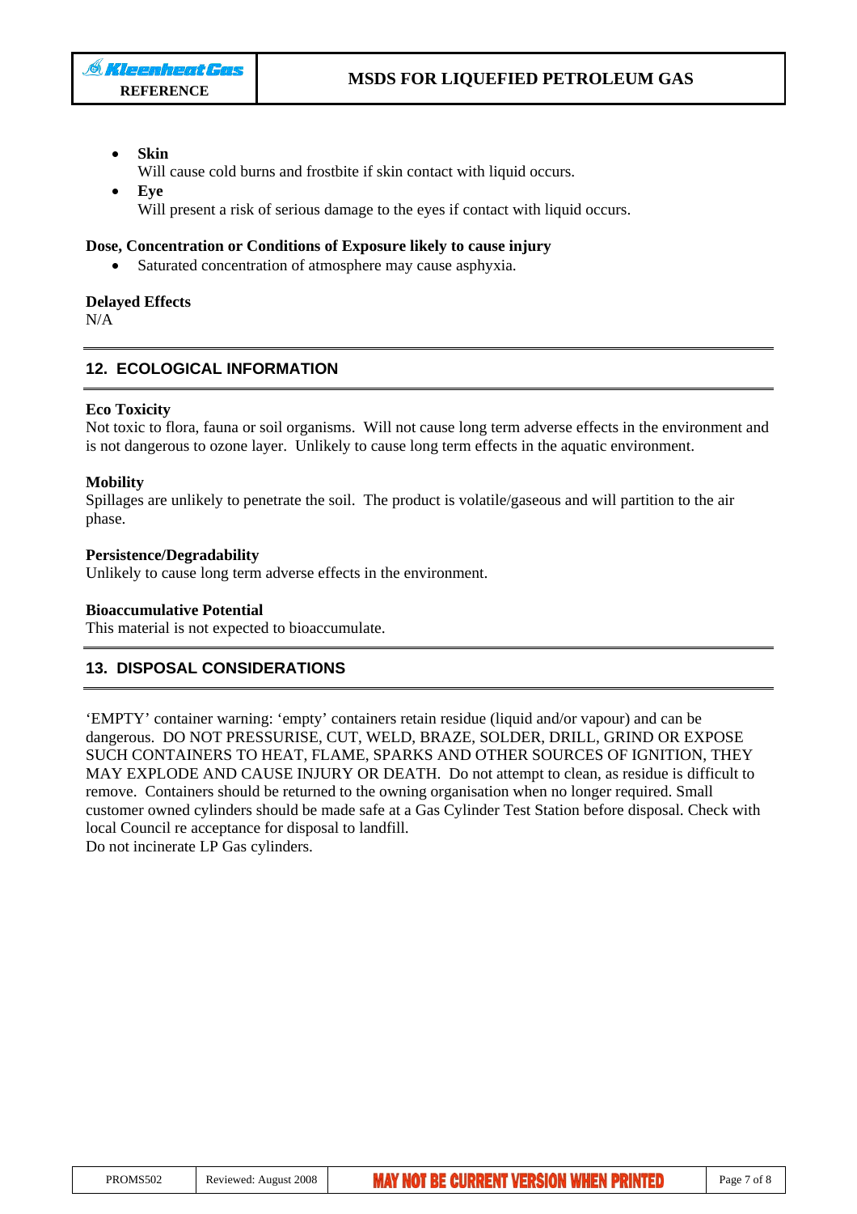- **Skin**
  Will cause cold burns and frostbite if skin contact with liquid occurs.
- **Eye**
  Will present a risk of serious damage to the eyes if contact with liquid occurs.

**Dose, Concentration or Conditions of Exposure likely to cause injury**

- Saturated concentration of atmosphere may cause asphyxia.

**Delayed Effects**
N/A

## 12. ECOLOGICAL INFORMATION

**Eco Toxicity**
Not toxic to flora, fauna or soil organisms. Will not cause long term adverse effects in the environment and is not dangerous to ozone layer. Unlikely to cause long term effects in the aquatic environment.

**Mobility**
Spillages are unlikely to penetrate the soil. The product is volatile/gaseous and will partition to the air phase.

**Persistence/Degradability**
Unlikely to cause long term adverse effects in the environment.

**Bioaccumulative Potential**
This material is not expected to bioaccumulate.

## 13. DISPOSAL CONSIDERATIONS

'EMPTY' container warning: 'empty' containers retain residue (liquid and/or vapour) and can be dangerous. DO NOT PRESSURISE, CUT, WELD, BRAZE, SOLDER, DRILL, GRIND OR EXPOSE SUCH CONTAINERS TO HEAT, FLAME, SPARKS AND OTHER SOURCES OF IGNITION, THEY MAY EXPLODE AND CAUSE INJURY OR DEATH. Do not attempt to clean, as residue is difficult to remove. Containers should be returned to the owning organisation when no longer required. Small customer owned cylinders should be made safe at a Gas Cylinder Test Station before disposal. Check with local Council re acceptance for disposal to landfill.
Do not incinerate LP Gas cylinders.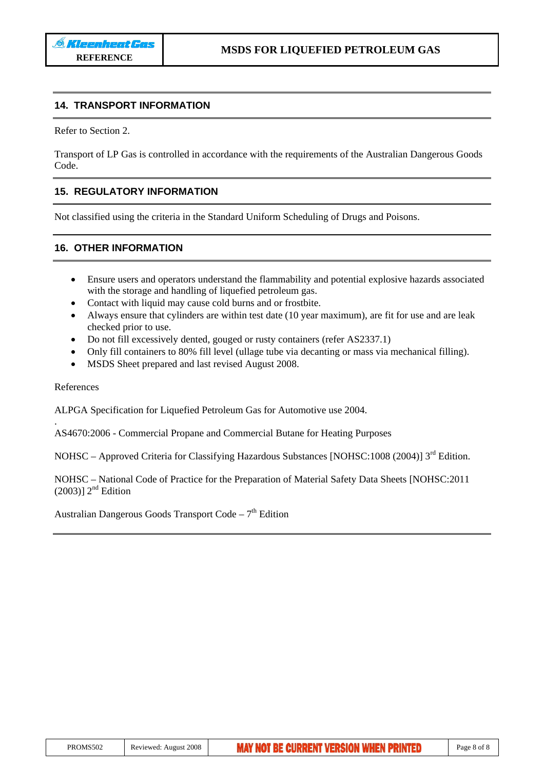## 14. TRANSPORT INFORMATION

Refer to Section 2.

Transport of LP Gas is controlled in accordance with the requirements of the Australian Dangerous Goods Code.

## 15. REGULATORY INFORMATION

Not classified using the criteria in the Standard Uniform Scheduling of Drugs and Poisons.

## 16. OTHER INFORMATION

- Ensure users and operators understand the flammability and potential explosive hazards associated with the storage and handling of liquefied petroleum gas.
- Contact with liquid may cause cold burns and or frostbite.
- Always ensure that cylinders are within test date (10 year maximum), are fit for use and are leak checked prior to use.
- Do not fill excessively dented, gouged or rusty containers (refer AS2337.1)
- Only fill containers to 80% fill level (ullage tube via decanting or mass via mechanical filling).
- MSDS Sheet prepared and last revised August 2008.

References

ALPGA Specification for Liquefied Petroleum Gas for Automotive use 2004.

AS4670:2006 - Commercial Propane and Commercial Butane for Heating Purposes

NOHSC – Approved Criteria for Classifying Hazardous Substances [NOHSC:1008 (2004)] 3rd Edition.

NOHSC – National Code of Practice for the Preparation of Material Safety Data Sheets [NOHSC:2011 (2003)] 2nd Edition

Australian Dangerous Goods Transport Code – 7th Edition